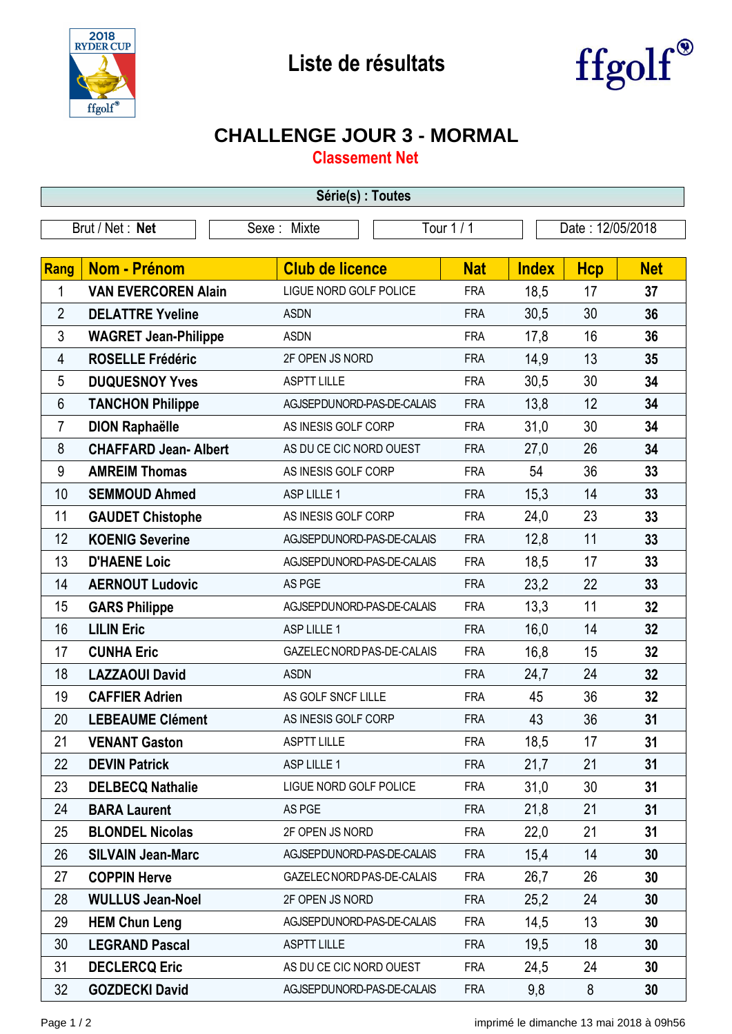# Liste de résultats

## CHALLENGE JOUR 3 - MORMAL

### Classement Net

**Série(s) : Toutes**

| Brut / Net : **Net** | Sexe : Mixte | Tour 1 / 1 | Date : 12/05/2018 |
|---|---|---|---|

| Rang | Nom - Prénom | Club de licence | Nat | Index | Hcp | Net |
|---|---|---|---|---|---|---|
| 1 | **VAN EVERCOREN Alain** | LIGUE NORD GOLF POLICE | FRA | 18,5 | 17 | **37** |
| 2 | **DELATTRE Yveline** | ASDN | FRA | 30,5 | 30 | **36** |
| 3 | **WAGRET Jean-Philippe** | ASDN | FRA | 17,8 | 16 | **36** |
| 4 | **ROSELLE Frédéric** | 2F OPEN JS NORD | FRA | 14,9 | 13 | **35** |
| 5 | **DUQUESNOY Yves** | ASPTT LILLE | FRA | 30,5 | 30 | **34** |
| 6 | **TANCHON Philippe** | AGJSEPDUNORD-PAS-DE-CALAIS | FRA | 13,8 | 12 | **34** |
| 7 | **DION Raphaëlle** | AS INESIS GOLF CORP | FRA | 31,0 | 30 | **34** |
| 8 | **CHAFFARD Jean- Albert** | AS DU CE CIC NORD OUEST | FRA | 27,0 | 26 | **34** |
| 9 | **AMREIM Thomas** | AS INESIS GOLF CORP | FRA | 54 | 36 | **33** |
| 10 | **SEMMOUD Ahmed** | ASP LILLE 1 | FRA | 15,3 | 14 | **33** |
| 11 | **GAUDET Chistophe** | AS INESIS GOLF CORP | FRA | 24,0 | 23 | **33** |
| 12 | **KOENIG Severine** | AGJSEPDUNORD-PAS-DE-CALAIS | FRA | 12,8 | 11 | **33** |
| 13 | **D'HAENE Loic** | AGJSEPDUNORD-PAS-DE-CALAIS | FRA | 18,5 | 17 | **33** |
| 14 | **AERNOUT Ludovic** | AS PGE | FRA | 23,2 | 22 | **33** |
| 15 | **GARS Philippe** | AGJSEPDUNORD-PAS-DE-CALAIS | FRA | 13,3 | 11 | **32** |
| 16 | **LILIN Eric** | ASP LILLE 1 | FRA | 16,0 | 14 | **32** |
| 17 | **CUNHA Eric** | GAZELEC NORD PAS-DE-CALAIS | FRA | 16,8 | 15 | **32** |
| 18 | **LAZZAOUI David** | ASDN | FRA | 24,7 | 24 | **32** |
| 19 | **CAFFIER Adrien** | AS GOLF SNCF LILLE | FRA | 45 | 36 | **32** |
| 20 | **LEBEAUME Clément** | AS INESIS GOLF CORP | FRA | 43 | 36 | **31** |
| 21 | **VENANT Gaston** | ASPTT LILLE | FRA | 18,5 | 17 | **31** |
| 22 | **DEVIN Patrick** | ASP LILLE 1 | FRA | 21,7 | 21 | **31** |
| 23 | **DELBECQ Nathalie** | LIGUE NORD GOLF POLICE | FRA | 31,0 | 30 | **31** |
| 24 | **BARA Laurent** | AS PGE | FRA | 21,8 | 21 | **31** |
| 25 | **BLONDEL Nicolas** | 2F OPEN JS NORD | FRA | 22,0 | 21 | **31** |
| 26 | **SILVAIN Jean-Marc** | AGJSEPDUNORD-PAS-DE-CALAIS | FRA | 15,4 | 14 | **30** |
| 27 | **COPPIN Herve** | GAZELEC NORD PAS-DE-CALAIS | FRA | 26,7 | 26 | **30** |
| 28 | **WULLUS Jean-Noel** | 2F OPEN JS NORD | FRA | 25,2 | 24 | **30** |
| 29 | **HEM Chun Leng** | AGJSEPDUNORD-PAS-DE-CALAIS | FRA | 14,5 | 13 | **30** |
| 30 | **LEGRAND Pascal** | ASPTT LILLE | FRA | 19,5 | 18 | **30** |
| 31 | **DECLERCQ Eric** | AS DU CE CIC NORD OUEST | FRA | 24,5 | 24 | **30** |
| 32 | **GOZDECKI David** | AGJSEPDUNORD-PAS-DE-CALAIS | FRA | 9,8 | 8 | **30** |

imprimé le dimanche 13 mai 2018 à 09h56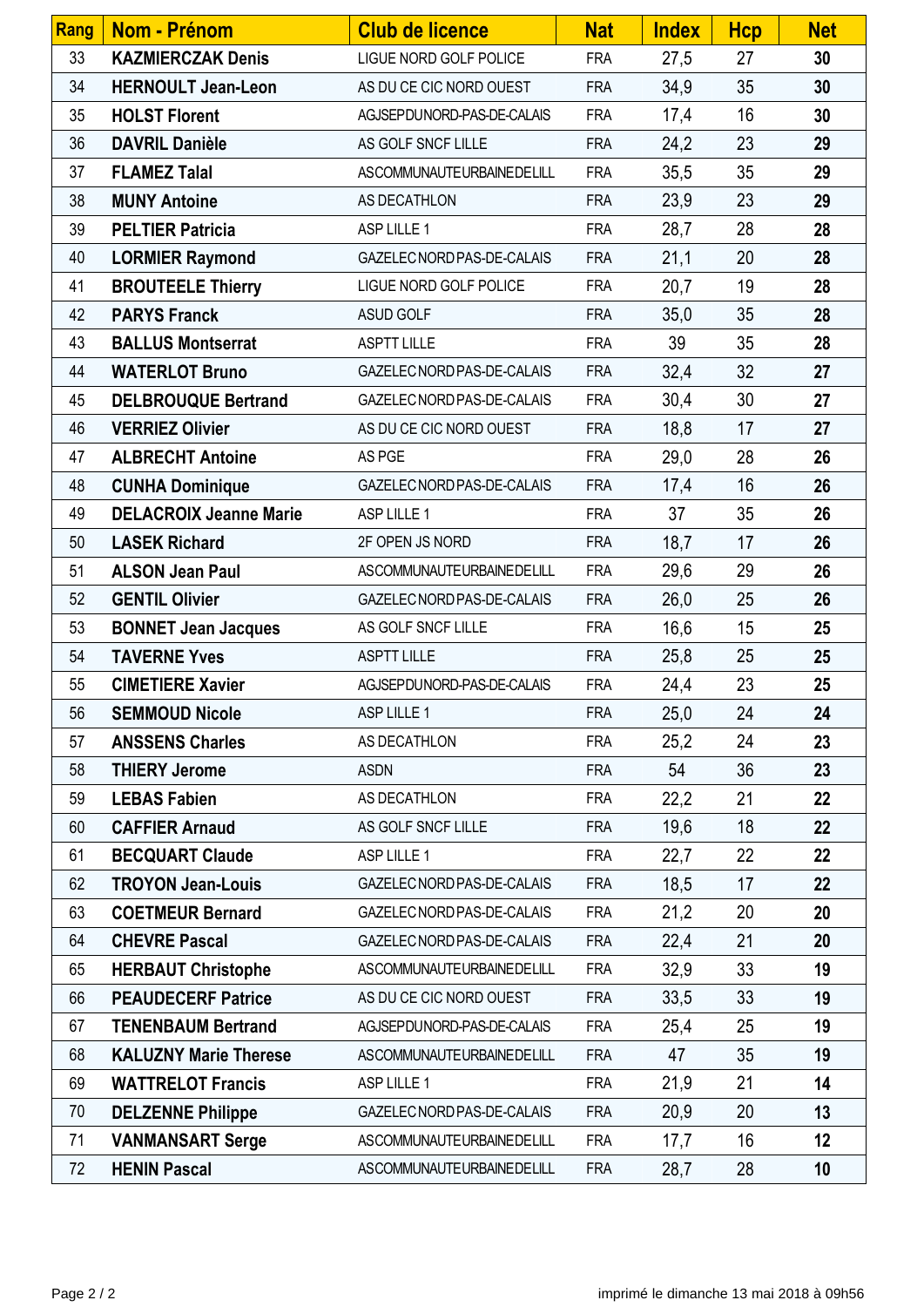| Rang | Nom - Prénom | Club de licence | Nat | Index | Hcp | Net |
|---|---|---|---|---|---|---|
| 33 | **KAZMIERCZAK Denis** | LIGUE NORD GOLF POLICE | FRA | 27,5 | 27 | **30** |
| 34 | **HERNOULT Jean-Leon** | AS DU CE CIC NORD OUEST | FRA | 34,9 | 35 | **30** |
| 35 | **HOLST Florent** | AGJSEPDUNORD-PAS-DE-CALAIS | FRA | 17,4 | 16 | **30** |
| 36 | **DAVRIL Danièle** | AS GOLF SNCF LILLE | FRA | 24,2 | 23 | **29** |
| 37 | **FLAMEZ Talal** | ASCOMMUNAUTEURBAINEDELILL | FRA | 35,5 | 35 | **29** |
| 38 | **MUNY Antoine** | AS DECATHLON | FRA | 23,9 | 23 | **29** |
| 39 | **PELTIER Patricia** | ASP LILLE 1 | FRA | 28,7 | 28 | **28** |
| 40 | **LORMIER Raymond** | GAZELECNORDPAS-DE-CALAIS | FRA | 21,1 | 20 | **28** |
| 41 | **BROUTEELE Thierry** | LIGUE NORD GOLF POLICE | FRA | 20,7 | 19 | **28** |
| 42 | **PARYS Franck** | ASUD GOLF | FRA | 35,0 | 35 | **28** |
| 43 | **BALLUS Montserrat** | ASPTT LILLE | FRA | 39 | 35 | **28** |
| 44 | **WATERLOT Bruno** | GAZELECNORDPAS-DE-CALAIS | FRA | 32,4 | 32 | **27** |
| 45 | **DELBROUQUE Bertrand** | GAZELECNORDPAS-DE-CALAIS | FRA | 30,4 | 30 | **27** |
| 46 | **VERRIEZ Olivier** | AS DU CE CIC NORD OUEST | FRA | 18,8 | 17 | **27** |
| 47 | **ALBRECHT Antoine** | AS PGE | FRA | 29,0 | 28 | **26** |
| 48 | **CUNHA Dominique** | GAZELECNORDPAS-DE-CALAIS | FRA | 17,4 | 16 | **26** |
| 49 | **DELACROIX Jeanne Marie** | ASP LILLE 1 | FRA | 37 | 35 | **26** |
| 50 | **LASEK Richard** | 2F OPEN JS NORD | FRA | 18,7 | 17 | **26** |
| 51 | **ALSON Jean Paul** | ASCOMMUNAUTEURBAINEDELILL | FRA | 29,6 | 29 | **26** |
| 52 | **GENTIL Olivier** | GAZELECNORDPAS-DE-CALAIS | FRA | 26,0 | 25 | **26** |
| 53 | **BONNET Jean Jacques** | AS GOLF SNCF LILLE | FRA | 16,6 | 15 | **25** |
| 54 | **TAVERNE Yves** | ASPTT LILLE | FRA | 25,8 | 25 | **25** |
| 55 | **CIMETIERE Xavier** | AGJSEPDUNORD-PAS-DE-CALAIS | FRA | 24,4 | 23 | **25** |
| 56 | **SEMMOUD Nicole** | ASP LILLE 1 | FRA | 25,0 | 24 | **24** |
| 57 | **ANSSENS Charles** | AS DECATHLON | FRA | 25,2 | 24 | **23** |
| 58 | **THIERY Jerome** | ASDN | FRA | 54 | 36 | **23** |
| 59 | **LEBAS Fabien** | AS DECATHLON | FRA | 22,2 | 21 | **22** |
| 60 | **CAFFIER Arnaud** | AS GOLF SNCF LILLE | FRA | 19,6 | 18 | **22** |
| 61 | **BECQUART Claude** | ASP LILLE 1 | FRA | 22,7 | 22 | **22** |
| 62 | **TROYON Jean-Louis** | GAZELECNORDPAS-DE-CALAIS | FRA | 18,5 | 17 | **22** |
| 63 | **COETMEUR Bernard** | GAZELECNORDPAS-DE-CALAIS | FRA | 21,2 | 20 | **20** |
| 64 | **CHEVRE Pascal** | GAZELECNORDPAS-DE-CALAIS | FRA | 22,4 | 21 | **20** |
| 65 | **HERBAUT Christophe** | ASCOMMUNAUTEURBAINEDELILL | FRA | 32,9 | 33 | **19** |
| 66 | **PEAUDECERF Patrice** | AS DU CE CIC NORD OUEST | FRA | 33,5 | 33 | **19** |
| 67 | **TENENBAUM Bertrand** | AGJSEPDUNORD-PAS-DE-CALAIS | FRA | 25,4 | 25 | **19** |
| 68 | **KALUZNY Marie Therese** | ASCOMMUNAUTEURBAINEDELILL | FRA | 47 | 35 | **19** |
| 69 | **WATTRELOT Francis** | ASP LILLE 1 | FRA | 21,9 | 21 | **14** |
| 70 | **DELZENNE Philippe** | GAZELECNORDPAS-DE-CALAIS | FRA | 20,9 | 20 | **13** |
| 71 | **VANMANSART Serge** | ASCOMMUNAUTEURBAINEDELILL | FRA | 17,7 | 16 | **12** |
| 72 | **HENIN Pascal** | ASCOMMUNAUTEURBAINEDELILL | FRA | 28,7 | 28 | **10** |

imprimé le dimanche 13 mai 2018 à 09h56